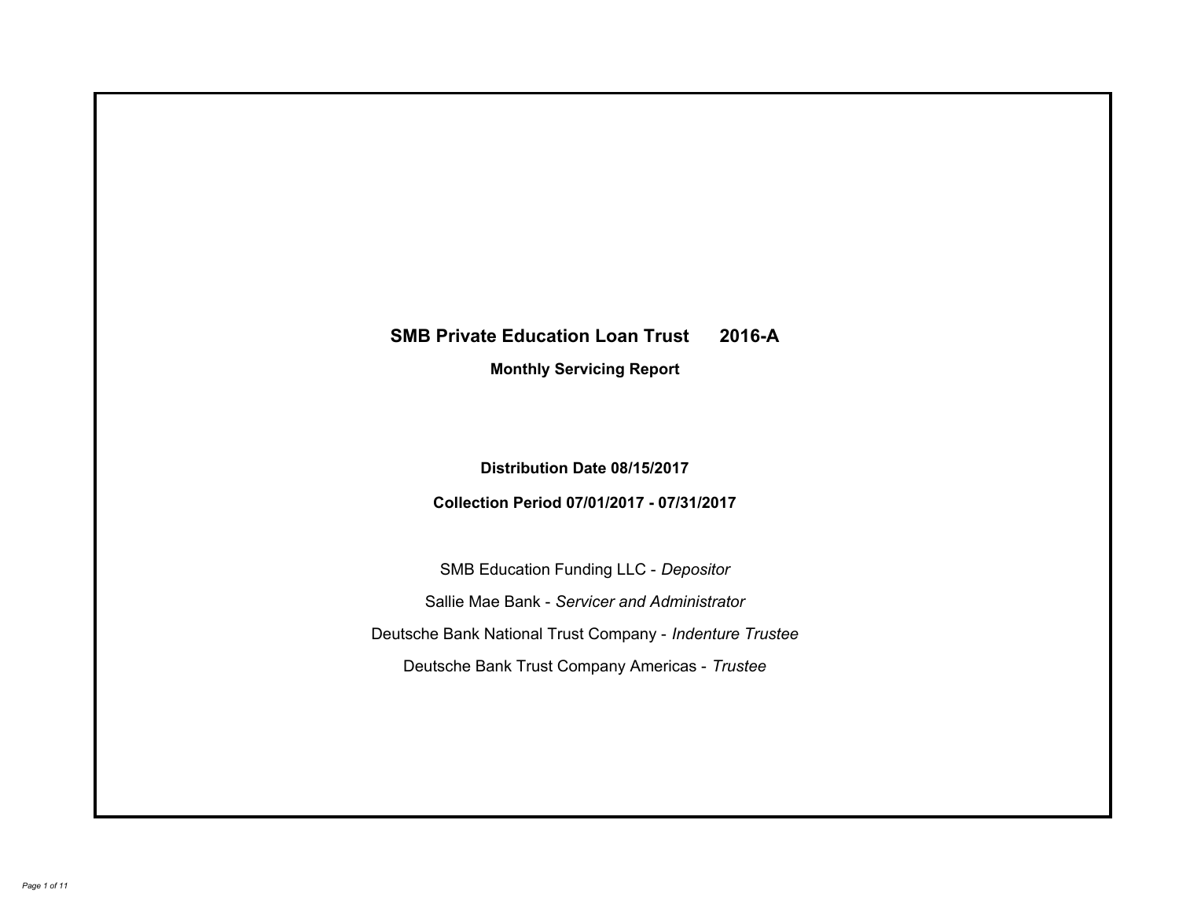# SMB Private Education Loan Trust 2016-A

## Monthly Servicing Report

**Distribution Date 08/15/2017**

**Collection Period 07/01/2017 - 07/31/2017**

SMB Education Funding LLC - *Depositor*

Sallie Mae Bank - *Servicer and Administrator*

Deutsche Bank National Trust Company - *Indenture Trustee*

Deutsche Bank Trust Company Americas - *Trustee*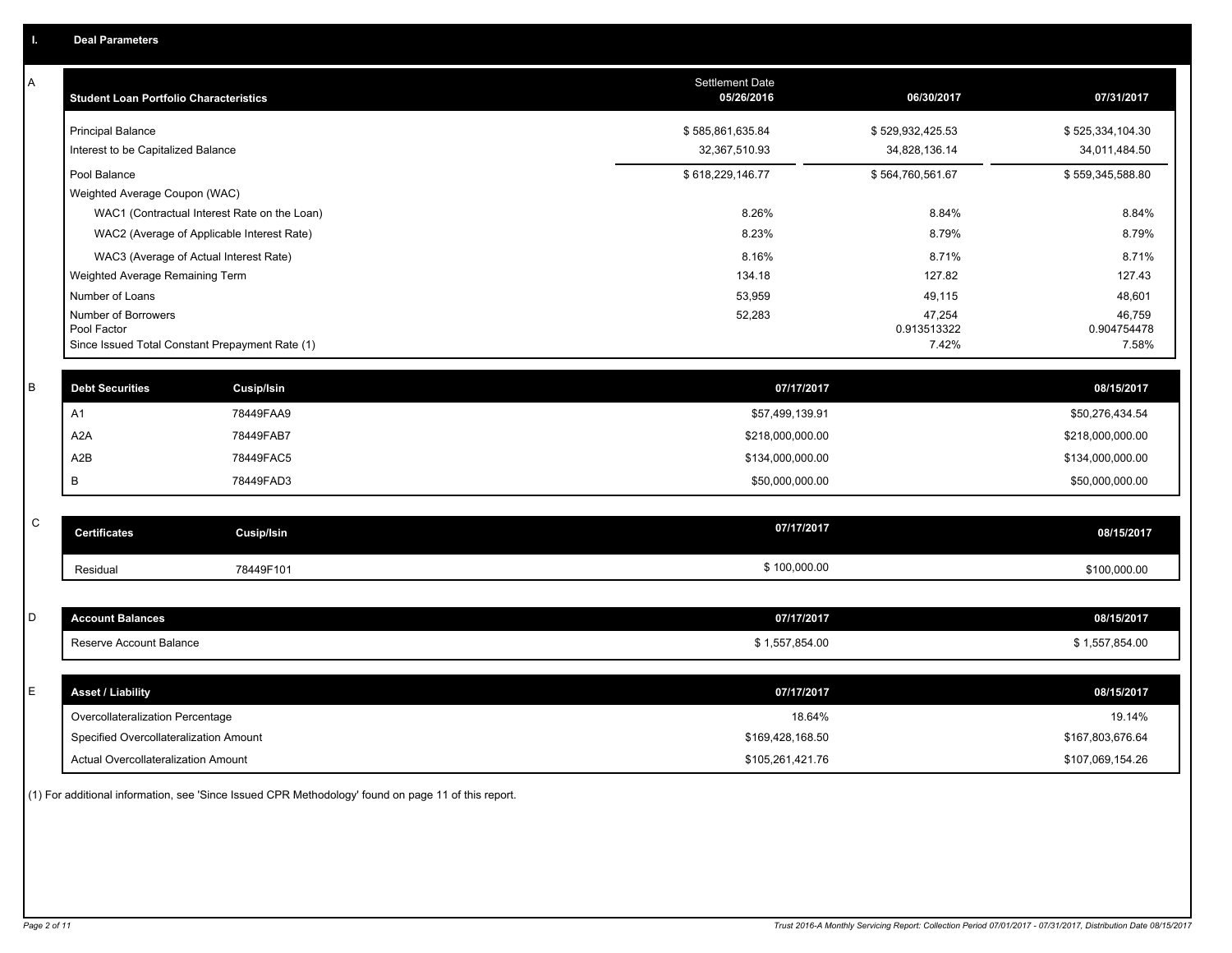## I. Deal Parameters

### A

| Student Loan Portfolio Characteristics | Settlement Date 05/26/2016 | 06/30/2017 | 07/31/2017 |
|---|---|---|---|
| Principal Balance | $ 585,861,635.84 | $ 529,932,425.53 | $ 525,334,104.30 |
| Interest to be Capitalized Balance | 32,367,510.93 | 34,828,136.14 | 34,011,484.50 |
| Pool Balance | $ 618,229,146.77 | $ 564,760,561.67 | $ 559,345,588.80 |
| Weighted Average Coupon (WAC) | | | |
| WAC1 (Contractual Interest Rate on the Loan) | 8.26% | 8.84% | 8.84% |
| WAC2 (Average of Applicable Interest Rate) | 8.23% | 8.79% | 8.79% |
| WAC3 (Average of Actual Interest Rate) | 8.16% | 8.71% | 8.71% |
| Weighted Average Remaining Term | 134.18 | 127.82 | 127.43 |
| Number of Loans | 53,959 | 49,115 | 48,601 |
| Number of Borrowers | 52,283 | 47,254 | 46,759 |
| Pool Factor | | 0.913513322 | 0.904754478 |
| Since Issued Total Constant Prepayment Rate (1) | | 7.42% | 7.58% |

### B

| Debt Securities | Cusip/Isin | 07/17/2017 | 08/15/2017 |
|---|---|---|---|
| A1 | 78449FAA9 | $57,499,139.91 | $50,276,434.54 |
| A2A | 78449FAB7 | $218,000,000.00 | $218,000,000.00 |
| A2B | 78449FAC5 | $134,000,000.00 | $134,000,000.00 |
| B | 78449FAD3 | $50,000,000.00 | $50,000,000.00 |

### C

| Certificates | Cusip/Isin | 07/17/2017 | 08/15/2017 |
|---|---|---|---|
| Residual | 78449F101 | $ 100,000.00 | $100,000.00 |

### D

| Account Balances | 07/17/2017 | 08/15/2017 |
|---|---|---|
| Reserve Account Balance | $ 1,557,854.00 | $ 1,557,854.00 |

### E

| Asset / Liability | 07/17/2017 | 08/15/2017 |
|---|---|---|
| Overcollateralization Percentage | 18.64% | 19.14% |
| Specified Overcollateralization Amount | $169,428,168.50 | $167,803,676.64 |
| Actual Overcollateralization Amount | $105,261,421.76 | $107,069,154.26 |

(1) For additional information, see 'Since Issued CPR Methodology' found on page 11 of this report.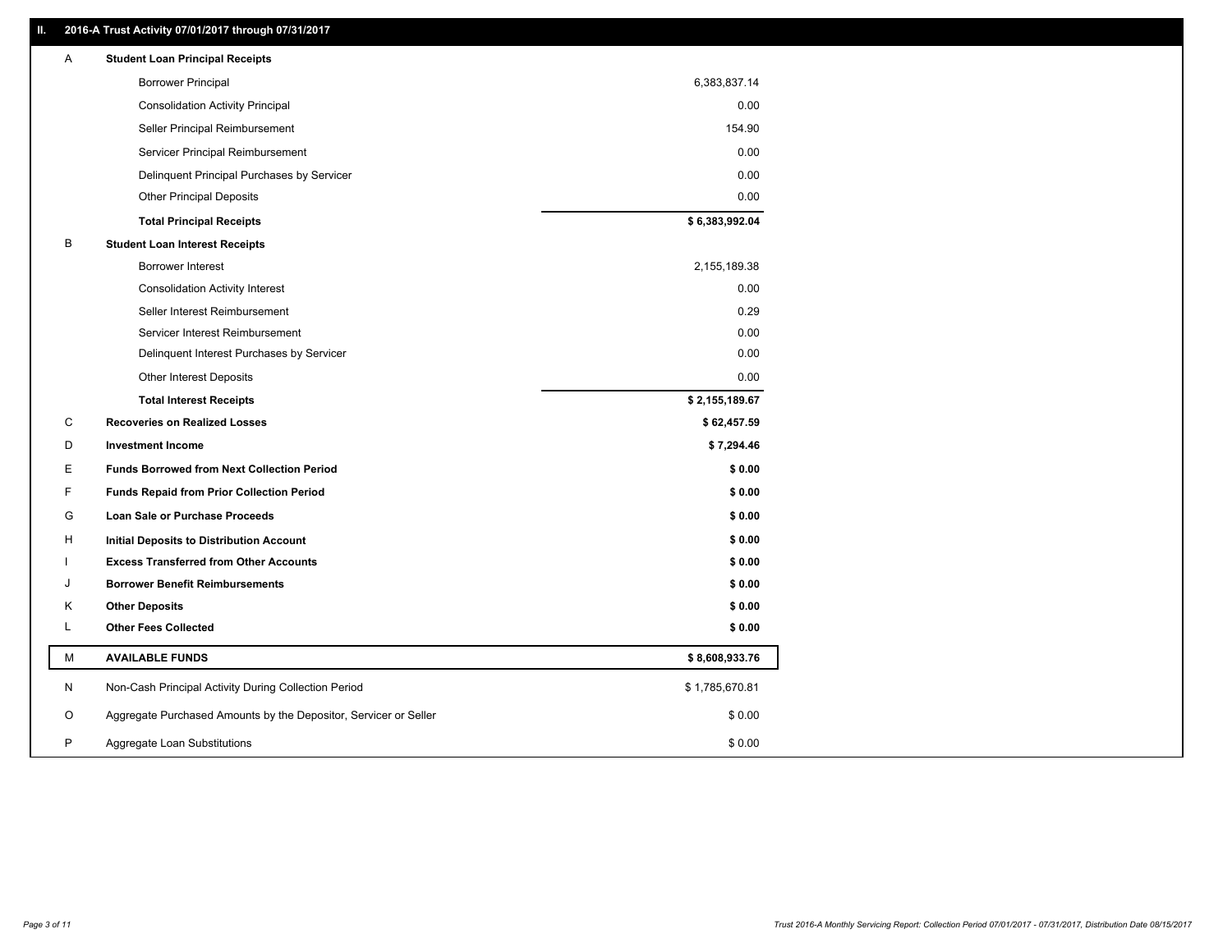## II. 2016-A Trust Activity 07/01/2017 through 07/31/2017

| | | |
|---|---|---|
| A | **Student Loan Principal Receipts** | |
| | Borrower Principal | 6,383,837.14 |
| | Consolidation Activity Principal | 0.00 |
| | Seller Principal Reimbursement | 154.90 |
| | Servicer Principal Reimbursement | 0.00 |
| | Delinquent Principal Purchases by Servicer | 0.00 |
| | Other Principal Deposits | 0.00 |
| | **Total Principal Receipts** | **$ 6,383,992.04** |
| B | **Student Loan Interest Receipts** | |
| | Borrower Interest | 2,155,189.38 |
| | Consolidation Activity Interest | 0.00 |
| | Seller Interest Reimbursement | 0.29 |
| | Servicer Interest Reimbursement | 0.00 |
| | Delinquent Interest Purchases by Servicer | 0.00 |
| | Other Interest Deposits | 0.00 |
| | **Total Interest Receipts** | **$ 2,155,189.67** |
| C | **Recoveries on Realized Losses** | **$ 62,457.59** |
| D | **Investment Income** | **$ 7,294.46** |
| E | **Funds Borrowed from Next Collection Period** | **$ 0.00** |
| F | **Funds Repaid from Prior Collection Period** | **$ 0.00** |
| G | **Loan Sale or Purchase Proceeds** | **$ 0.00** |
| H | **Initial Deposits to Distribution Account** | **$ 0.00** |
| I | **Excess Transferred from Other Accounts** | **$ 0.00** |
| J | **Borrower Benefit Reimbursements** | **$ 0.00** |
| K | **Other Deposits** | **$ 0.00** |
| L | **Other Fees Collected** | **$ 0.00** |
| M | **AVAILABLE FUNDS** | **$ 8,608,933.76** |
| N | Non-Cash Principal Activity During Collection Period | $ 1,785,670.81 |
| O | Aggregate Purchased Amounts by the Depositor, Servicer or Seller | $ 0.00 |
| P | Aggregate Loan Substitutions | $ 0.00 |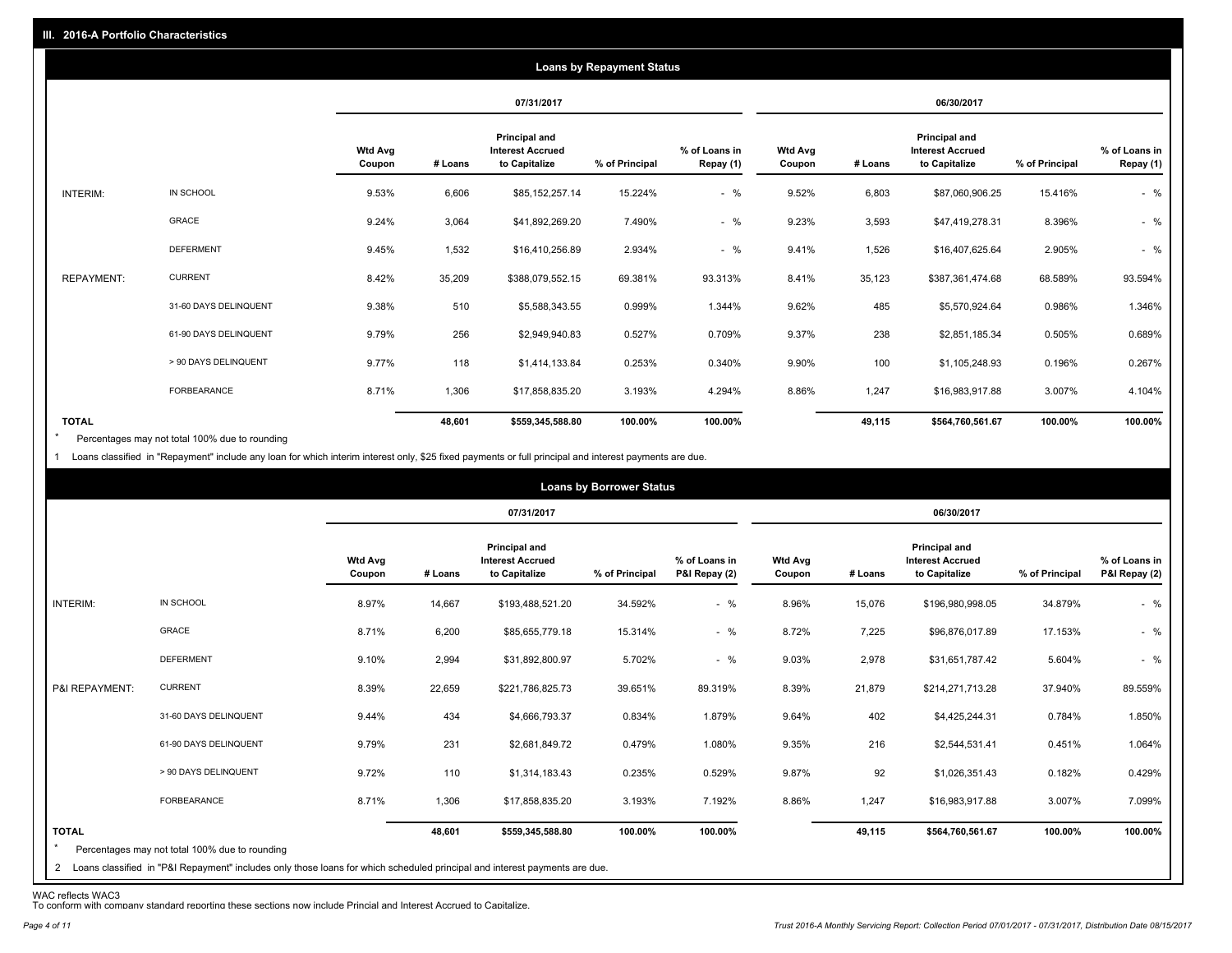## III. 2016-A Portfolio Characteristics

### Loans by Repayment Status

| | | 07/31/2017 | | | | | 06/30/2017 | | | | |
|---|---|---|---|---|---|---|---|---|---|---|---|
| | | Wtd Avg Coupon | # Loans | Principal and Interest Accrued to Capitalize | % of Principal | % of Loans in Repay (1) | Wtd Avg Coupon | # Loans | Principal and Interest Accrued to Capitalize | % of Principal | % of Loans in Repay (1) |
| INTERIM: | IN SCHOOL | 9.53% | 6,606 | $85,152,257.14 | 15.224% | - % | 9.52% | 6,803 | $87,060,906.25 | 15.416% | - % |
| | GRACE | 9.24% | 3,064 | $41,892,269.20 | 7.490% | - % | 9.23% | 3,593 | $47,419,278.31 | 8.396% | - % |
| | DEFERMENT | 9.45% | 1,532 | $16,410,256.89 | 2.934% | - % | 9.41% | 1,526 | $16,407,625.64 | 2.905% | - % |
| REPAYMENT: | CURRENT | 8.42% | 35,209 | $388,079,552.15 | 69.381% | 93.313% | 8.41% | 35,123 | $387,361,474.68 | 68.589% | 93.594% |
| | 31-60 DAYS DELINQUENT | 9.38% | 510 | $5,588,343.55 | 0.999% | 1.344% | 9.62% | 485 | $5,570,924.64 | 0.986% | 1.346% |
| | 61-90 DAYS DELINQUENT | 9.79% | 256 | $2,949,940.83 | 0.527% | 0.709% | 9.37% | 238 | $2,851,185.34 | 0.505% | 0.689% |
| | > 90 DAYS DELINQUENT | 9.77% | 118 | $1,414,133.84 | 0.253% | 0.340% | 9.90% | 100 | $1,105,248.93 | 0.196% | 0.267% |
| | FORBEARANCE | 8.71% | 1,306 | $17,858,835.20 | 3.193% | 4.294% | 8.86% | 1,247 | $16,983,917.88 | 3.007% | 4.104% |
| TOTAL | | | 48,601 | $559,345,588.80 | 100.00% | 100.00% | | 49,115 | $564,760,561.67 | 100.00% | 100.00% |

\* Percentages may not total 100% due to rounding

1 Loans classified in "Repayment" include any loan for which interim interest only, $25 fixed payments or full principal and interest payments are due.

### Loans by Borrower Status

| | | 07/31/2017 | | | | | 06/30/2017 | | | | |
|---|---|---|---|---|---|---|---|---|---|---|---|
| | | Wtd Avg Coupon | # Loans | Principal and Interest Accrued to Capitalize | % of Principal | % of Loans in P&I Repay (2) | Wtd Avg Coupon | # Loans | Principal and Interest Accrued to Capitalize | % of Principal | % of Loans in P&I Repay (2) |
| INTERIM: | IN SCHOOL | 8.97% | 14,667 | $193,488,521.20 | 34.592% | - % | 8.96% | 15,076 | $196,980,998.05 | 34.879% | - % |
| | GRACE | 8.71% | 6,200 | $85,655,779.18 | 15.314% | - % | 8.72% | 7,225 | $96,876,017.89 | 17.153% | - % |
| | DEFERMENT | 9.10% | 2,994 | $31,892,800.97 | 5.702% | - % | 9.03% | 2,978 | $31,651,787.42 | 5.604% | - % |
| P&I REPAYMENT: | CURRENT | 8.39% | 22,659 | $221,786,825.73 | 39.651% | 89.319% | 8.39% | 21,879 | $214,271,713.28 | 37.940% | 89.559% |
| | 31-60 DAYS DELINQUENT | 9.44% | 434 | $4,666,793.37 | 0.834% | 1.879% | 9.64% | 402 | $4,425,244.31 | 0.784% | 1.850% |
| | 61-90 DAYS DELINQUENT | 9.79% | 231 | $2,681,849.72 | 0.479% | 1.080% | 9.35% | 216 | $2,544,531.41 | 0.451% | 1.064% |
| | > 90 DAYS DELINQUENT | 9.72% | 110 | $1,314,183.43 | 0.235% | 0.529% | 9.87% | 92 | $1,026,351.43 | 0.182% | 0.429% |
| | FORBEARANCE | 8.71% | 1,306 | $17,858,835.20 | 3.193% | 7.192% | 8.86% | 1,247 | $16,983,917.88 | 3.007% | 7.099% |
| TOTAL | | | 48,601 | $559,345,588.80 | 100.00% | 100.00% | | 49,115 | $564,760,561.67 | 100.00% | 100.00% |

\* Percentages may not total 100% due to rounding

2 Loans classified in "P&I Repayment" includes only those loans for which scheduled principal and interest payments are due.

WAC reflects WAC3

To conform with company standard reporting these sections now include Princial and Interest Accrued to Capitalize.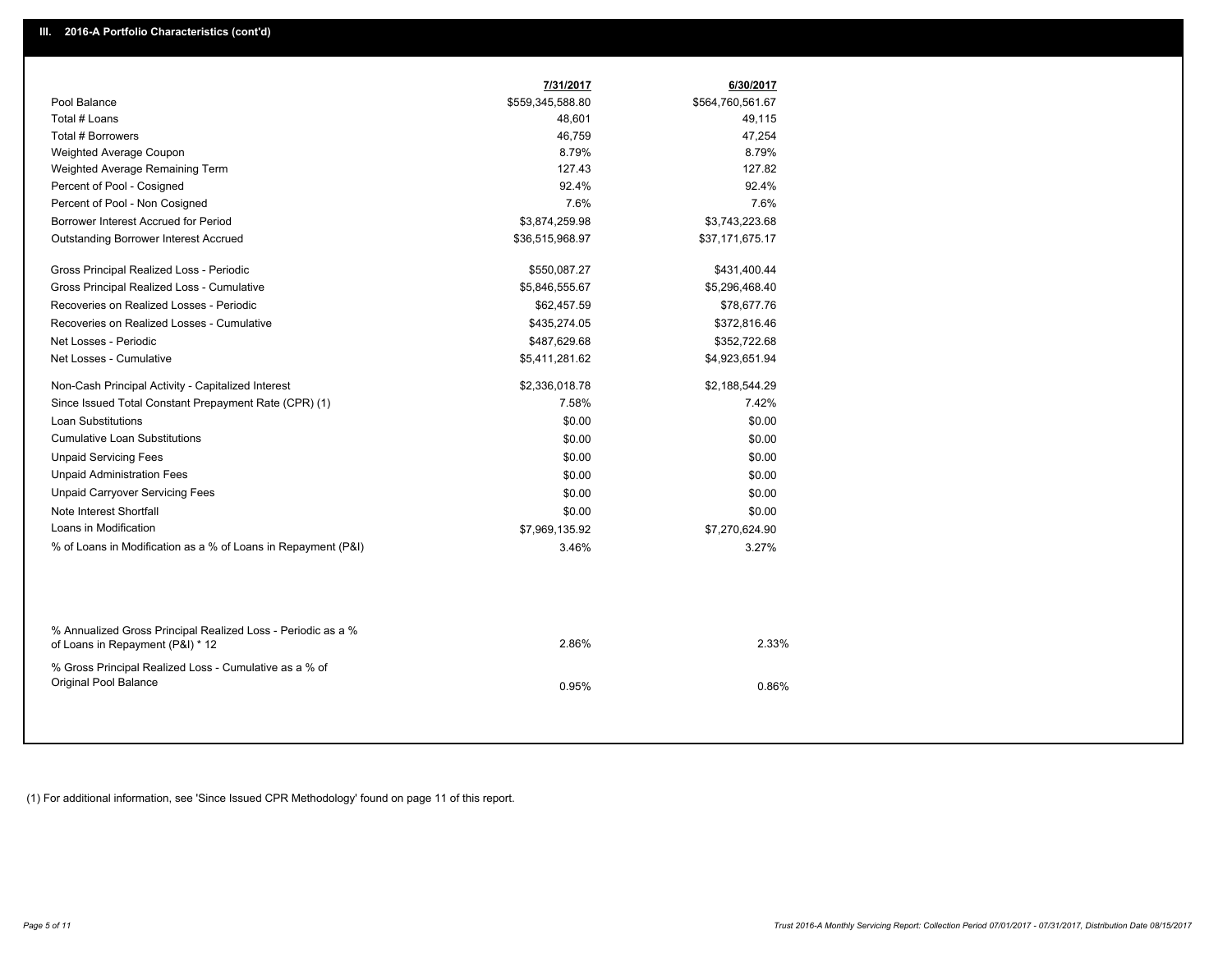## III. 2016-A Portfolio Characteristics (cont'd)

| | 7/31/2017 | 6/30/2017 |
|---|---|---|
| Pool Balance | $559,345,588.80 | $564,760,561.67 |
| Total # Loans | 48,601 | 49,115 |
| Total # Borrowers | 46,759 | 47,254 |
| Weighted Average Coupon | 8.79% | 8.79% |
| Weighted Average Remaining Term | 127.43 | 127.82 |
| Percent of Pool - Cosigned | 92.4% | 92.4% |
| Percent of Pool - Non Cosigned | 7.6% | 7.6% |
| Borrower Interest Accrued for Period | $3,874,259.98 | $3,743,223.68 |
| Outstanding Borrower Interest Accrued | $36,515,968.97 | $37,171,675.17 |
| Gross Principal Realized Loss - Periodic | $550,087.27 | $431,400.44 |
| Gross Principal Realized Loss - Cumulative | $5,846,555.67 | $5,296,468.40 |
| Recoveries on Realized Losses - Periodic | $62,457.59 | $78,677.76 |
| Recoveries on Realized Losses - Cumulative | $435,274.05 | $372,816.46 |
| Net Losses - Periodic | $487,629.68 | $352,722.68 |
| Net Losses - Cumulative | $5,411,281.62 | $4,923,651.94 |
| Non-Cash Principal Activity - Capitalized Interest | $2,336,018.78 | $2,188,544.29 |
| Since Issued Total Constant Prepayment Rate (CPR) (1) | 7.58% | 7.42% |
| Loan Substitutions | $0.00 | $0.00 |
| Cumulative Loan Substitutions | $0.00 | $0.00 |
| Unpaid Servicing Fees | $0.00 | $0.00 |
| Unpaid Administration Fees | $0.00 | $0.00 |
| Unpaid Carryover Servicing Fees | $0.00 | $0.00 |
| Note Interest Shortfall | $0.00 | $0.00 |
| Loans in Modification | $7,969,135.92 | $7,270,624.90 |
| % of Loans in Modification as a % of Loans in Repayment (P&I) | 3.46% | 3.27% |
| % Annualized Gross Principal Realized Loss - Periodic as a % of Loans in Repayment (P&I) * 12 | 2.86% | 2.33% |
| % Gross Principal Realized Loss - Cumulative as a % of Original Pool Balance | 0.95% | 0.86% |

(1) For additional information, see 'Since Issued CPR Methodology' found on page 11 of this report.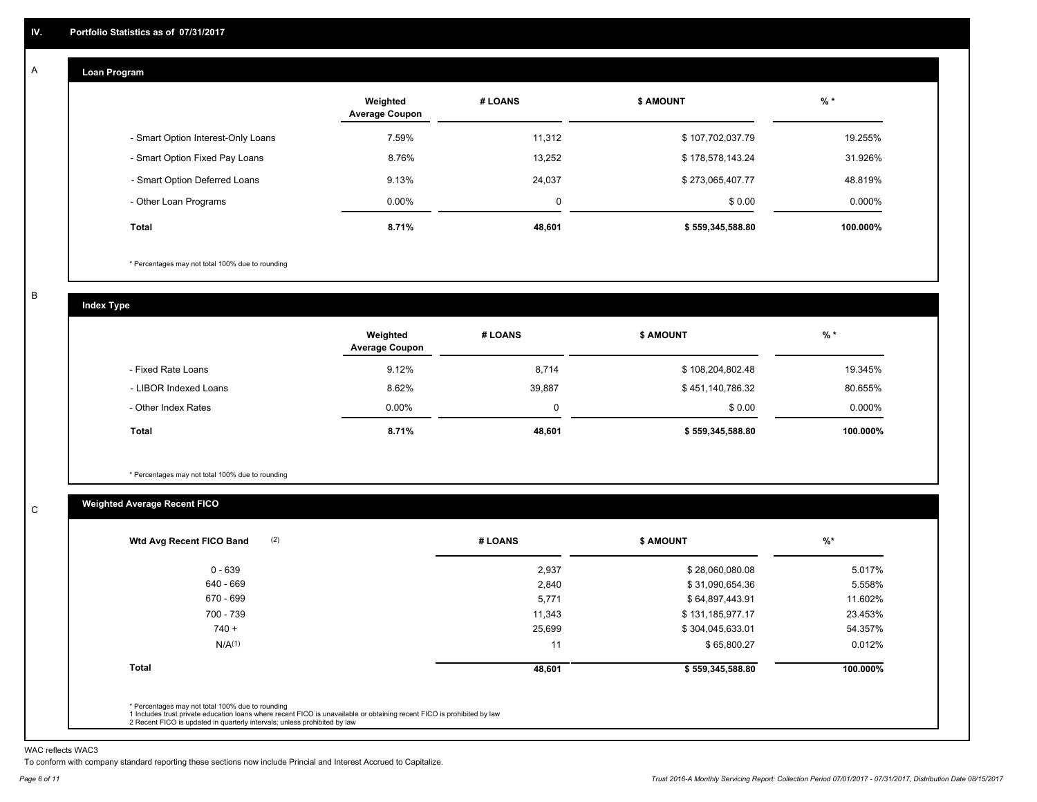## IV. Portfolio Statistics as of 07/31/2017

### A. Loan Program

| | Weighted Average Coupon | # LOANS | $ AMOUNT | % * |
|---|---|---|---|---|
| - Smart Option Interest-Only Loans | 7.59% | 11,312 | $ 107,702,037.79 | 19.255% |
| - Smart Option Fixed Pay Loans | 8.76% | 13,252 | $ 178,578,143.24 | 31.926% |
| - Smart Option Deferred Loans | 9.13% | 24,037 | $ 273,065,407.77 | 48.819% |
| - Other Loan Programs | 0.00% | 0 | $ 0.00 | 0.000% |
| **Total** | **8.71%** | **48,601** | **$ 559,345,588.80** | **100.000%** |

* Percentages may not total 100% due to rounding

### B. Index Type

| | Weighted Average Coupon | # LOANS | $ AMOUNT | % * |
|---|---|---|---|---|
| - Fixed Rate Loans | 9.12% | 8,714 | $ 108,204,802.48 | 19.345% |
| - LIBOR Indexed Loans | 8.62% | 39,887 | $ 451,140,786.32 | 80.655% |
| - Other Index Rates | 0.00% | 0 | $ 0.00 | 0.000% |
| **Total** | **8.71%** | **48,601** | **$ 559,345,588.80** | **100.000%** |

* Percentages may not total 100% due to rounding

### C. Weighted Average Recent FICO

| Wtd Avg Recent FICO Band (2) | # LOANS | $ AMOUNT | %* |
|---|---|---|---|
| 0 - 639 | 2,937 | $ 28,060,080.08 | 5.017% |
| 640 - 669 | 2,840 | $ 31,090,654.36 | 5.558% |
| 670 - 699 | 5,771 | $ 64,897,443.91 | 11.602% |
| 700 - 739 | 11,343 | $ 131,185,977.17 | 23.453% |
| 740 + | 25,699 | $ 304,045,633.01 | 54.357% |
| N/A(1) | 11 | $ 65,800.27 | 0.012% |
| **Total** | **48,601** | **$ 559,345,588.80** | **100.000%** |

* Percentages may not total 100% due to rounding
1 Includes trust private education loans where recent FICO is unavailable or obtaining recent FICO is prohibited by law
2 Recent FICO is updated in quarterly intervals; unless prohibited by law

WAC reflects WAC3
To conform with company standard reporting these sections now include Princial and Interest Accrued to Capitalize.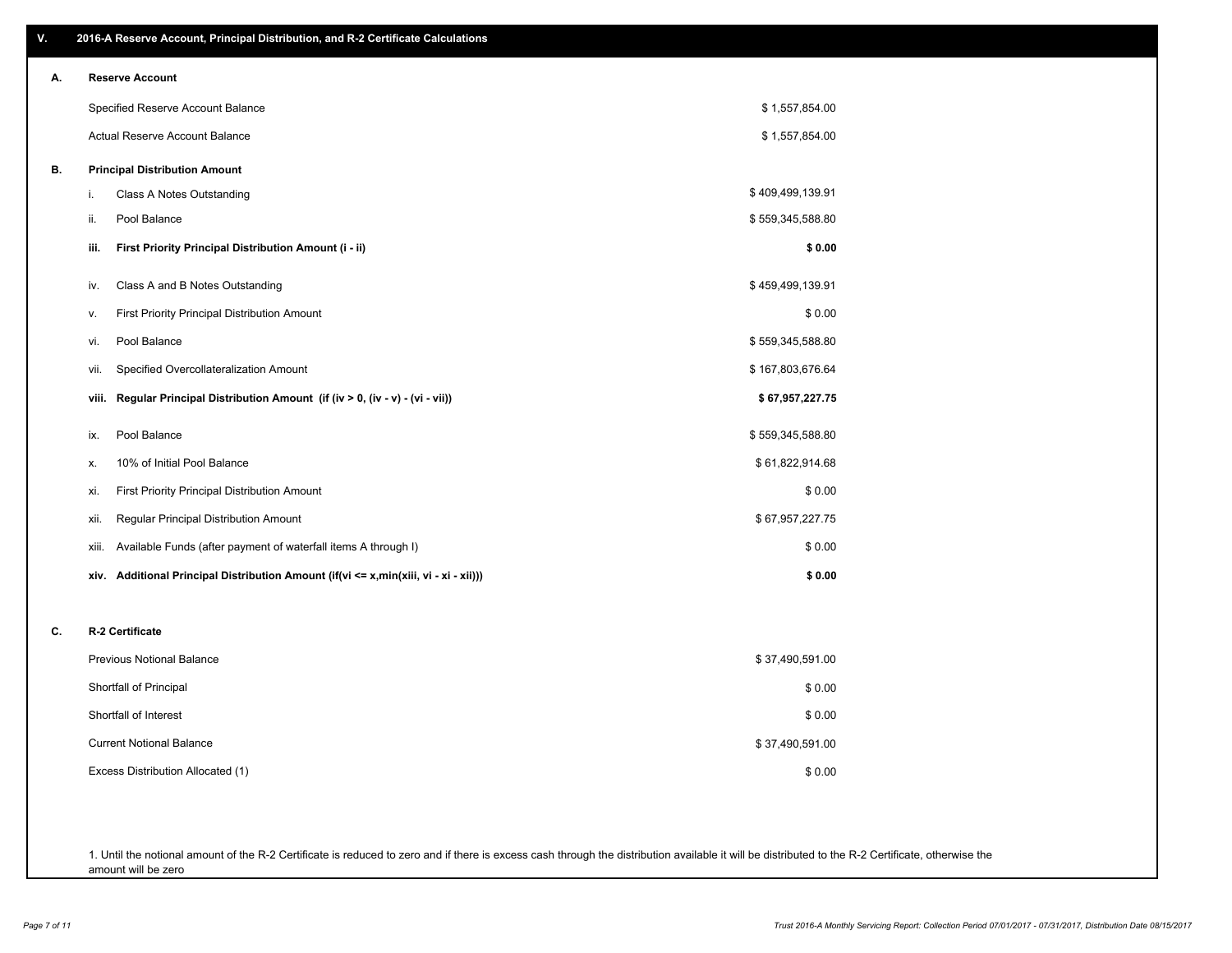## V. 2016-A Reserve Account, Principal Distribution, and R-2 Certificate Calculations

### A. Reserve Account

| | |
|---|---|
| Specified Reserve Account Balance | $ 1,557,854.00 |
| Actual Reserve Account Balance | $ 1,557,854.00 |

### B. Principal Distribution Amount

| | | |
|---|---|---|
| i. | Class A Notes Outstanding | $ 409,499,139.91 |
| ii. | Pool Balance | $ 559,345,588.80 |
| **iii.** | **First Priority Principal Distribution Amount (i - ii)** | **$ 0.00** |
| iv. | Class A and B Notes Outstanding | $ 459,499,139.91 |
| v. | First Priority Principal Distribution Amount | $ 0.00 |
| vi. | Pool Balance | $ 559,345,588.80 |
| vii. | Specified Overcollateralization Amount | $ 167,803,676.64 |
| **viii.** | **Regular Principal Distribution Amount (if (iv > 0, (iv - v) - (vi - vii))** | **$ 67,957,227.75** |
| ix. | Pool Balance | $ 559,345,588.80 |
| x. | 10% of Initial Pool Balance | $ 61,822,914.68 |
| xi. | First Priority Principal Distribution Amount | $ 0.00 |
| xii. | Regular Principal Distribution Amount | $ 67,957,227.75 |
| xiii. | Available Funds (after payment of waterfall items A through I) | $ 0.00 |
| **xiv.** | **Additional Principal Distribution Amount (if(vi <= x,min(xiii, vi - xi - xii)))** | **$ 0.00** |

### C. R-2 Certificate

| | |
|---|---|
| Previous Notional Balance | $ 37,490,591.00 |
| Shortfall of Principal | $ 0.00 |
| Shortfall of Interest | $ 0.00 |
| Current Notional Balance | $ 37,490,591.00 |
| Excess Distribution Allocated (1) | $ 0.00 |

1. Until the notional amount of the R-2 Certificate is reduced to zero and if there is excess cash through the distribution available it will be distributed to the R-2 Certificate, otherwise the amount will be zero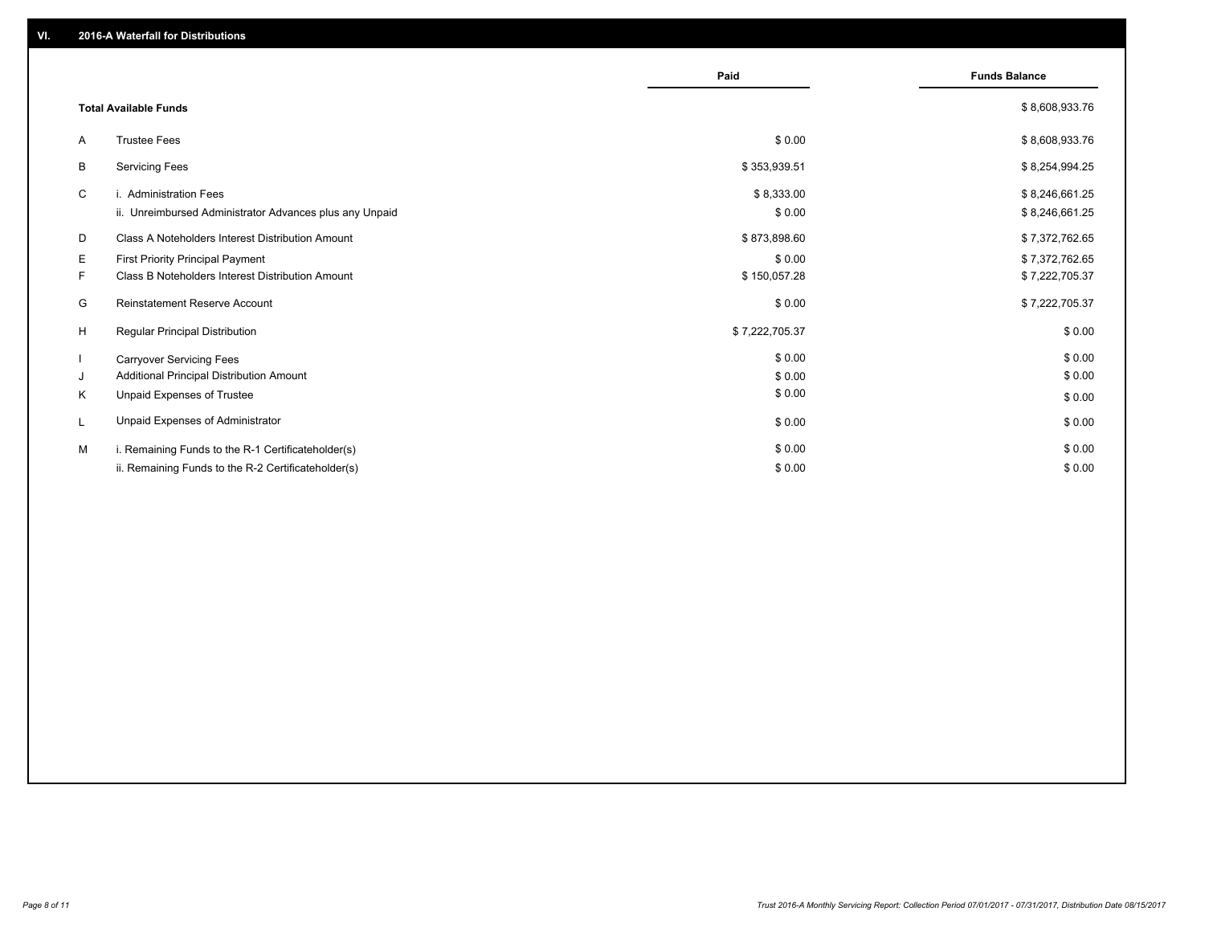## VI. 2016-A Waterfall for Distributions

| | | Paid | Funds Balance |
|---|---|---|---|
| | **Total Available Funds** | | $ 8,608,933.76 |
| A | Trustee Fees | $ 0.00 | $ 8,608,933.76 |
| B | Servicing Fees | $ 353,939.51 | $ 8,254,994.25 |
| C | i. Administration Fees | $ 8,333.00 | $ 8,246,661.25 |
| | ii. Unreimbursed Administrator Advances plus any Unpaid | $ 0.00 | $ 8,246,661.25 |
| D | Class A Noteholders Interest Distribution Amount | $ 873,898.60 | $ 7,372,762.65 |
| E | First Priority Principal Payment | $ 0.00 | $ 7,372,762.65 |
| F | Class B Noteholders Interest Distribution Amount | $ 150,057.28 | $ 7,222,705.37 |
| G | Reinstatement Reserve Account | $ 0.00 | $ 7,222,705.37 |
| H | Regular Principal Distribution | $ 7,222,705.37 | $ 0.00 |
| I | Carryover Servicing Fees | $ 0.00 | $ 0.00 |
| J | Additional Principal Distribution Amount | $ 0.00 | $ 0.00 |
| K | Unpaid Expenses of Trustee | $ 0.00 | $ 0.00 |
| L | Unpaid Expenses of Administrator | $ 0.00 | $ 0.00 |
| M | i. Remaining Funds to the R-1 Certificateholder(s) | $ 0.00 | $ 0.00 |
| | ii. Remaining Funds to the R-2 Certificateholder(s) | $ 0.00 | $ 0.00 |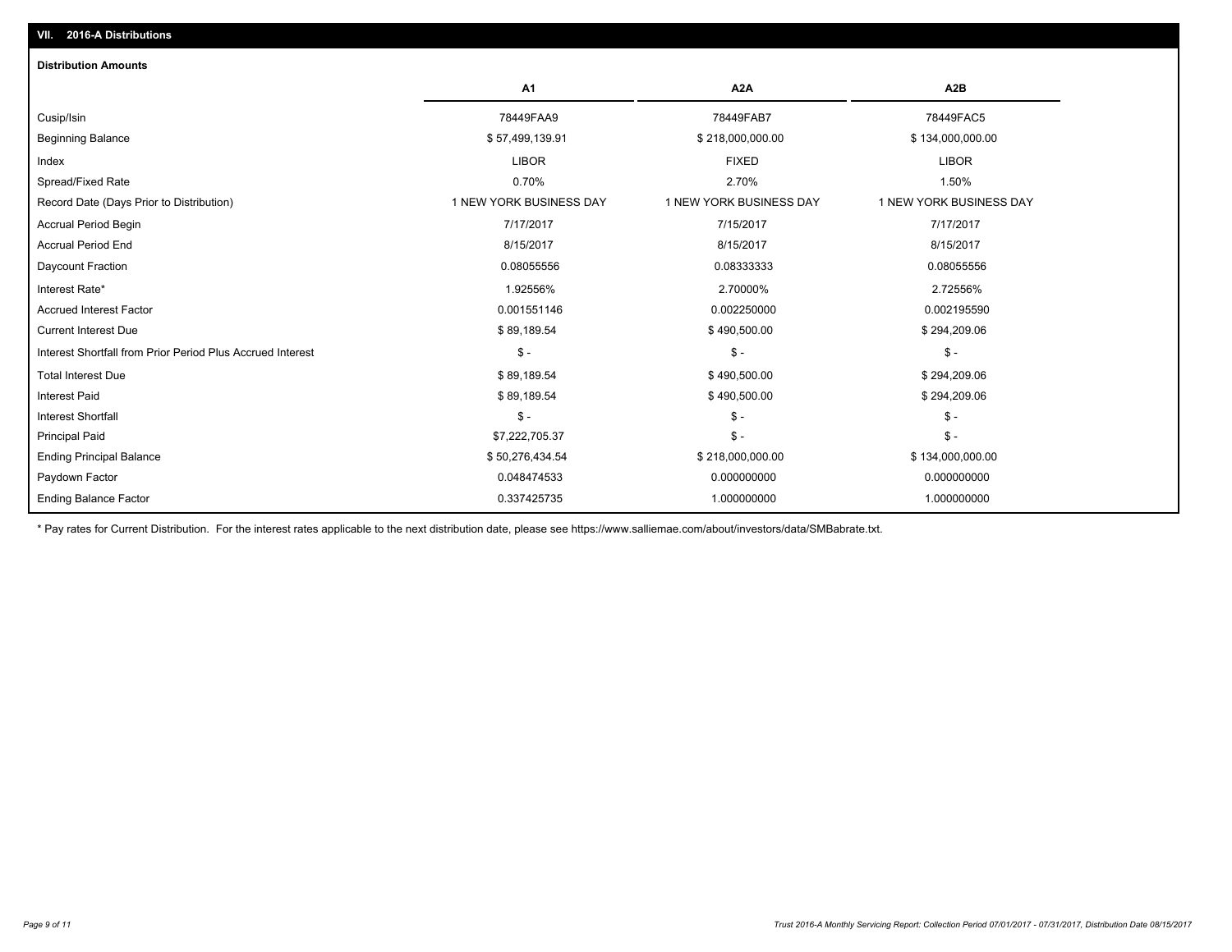## VII. 2016-A Distributions

### Distribution Amounts

| | A1 | A2A | A2B |
|---|---|---|---|
| Cusip/Isin | 78449FAA9 | 78449FAB7 | 78449FAC5 |
| Beginning Balance | $ 57,499,139.91 | $ 218,000,000.00 | $ 134,000,000.00 |
| Index | LIBOR | FIXED | LIBOR |
| Spread/Fixed Rate | 0.70% | 2.70% | 1.50% |
| Record Date (Days Prior to Distribution) | 1 NEW YORK BUSINESS DAY | 1 NEW YORK BUSINESS DAY | 1 NEW YORK BUSINESS DAY |
| Accrual Period Begin | 7/17/2017 | 7/15/2017 | 7/17/2017 |
| Accrual Period End | 8/15/2017 | 8/15/2017 | 8/15/2017 |
| Daycount Fraction | 0.08055556 | 0.08333333 | 0.08055556 |
| Interest Rate* | 1.92556% | 2.70000% | 2.72556% |
| Accrued Interest Factor | 0.001551146 | 0.002250000 | 0.002195590 |
| Current Interest Due | $ 89,189.54 | $ 490,500.00 | $ 294,209.06 |
| Interest Shortfall from Prior Period Plus Accrued Interest | $ - | $ - | $ - |
| Total Interest Due | $ 89,189.54 | $ 490,500.00 | $ 294,209.06 |
| Interest Paid | $ 89,189.54 | $ 490,500.00 | $ 294,209.06 |
| Interest Shortfall | $ - | $ - | $ - |
| Principal Paid | $7,222,705.37 | $ - | $ - |
| Ending Principal Balance | $ 50,276,434.54 | $ 218,000,000.00 | $ 134,000,000.00 |
| Paydown Factor | 0.048474533 | 0.000000000 | 0.000000000 |
| Ending Balance Factor | 0.337425735 | 1.000000000 | 1.000000000 |

* Pay rates for Current Distribution. For the interest rates applicable to the next distribution date, please see https://www.salliemae.com/about/investors/data/SMBabrate.txt.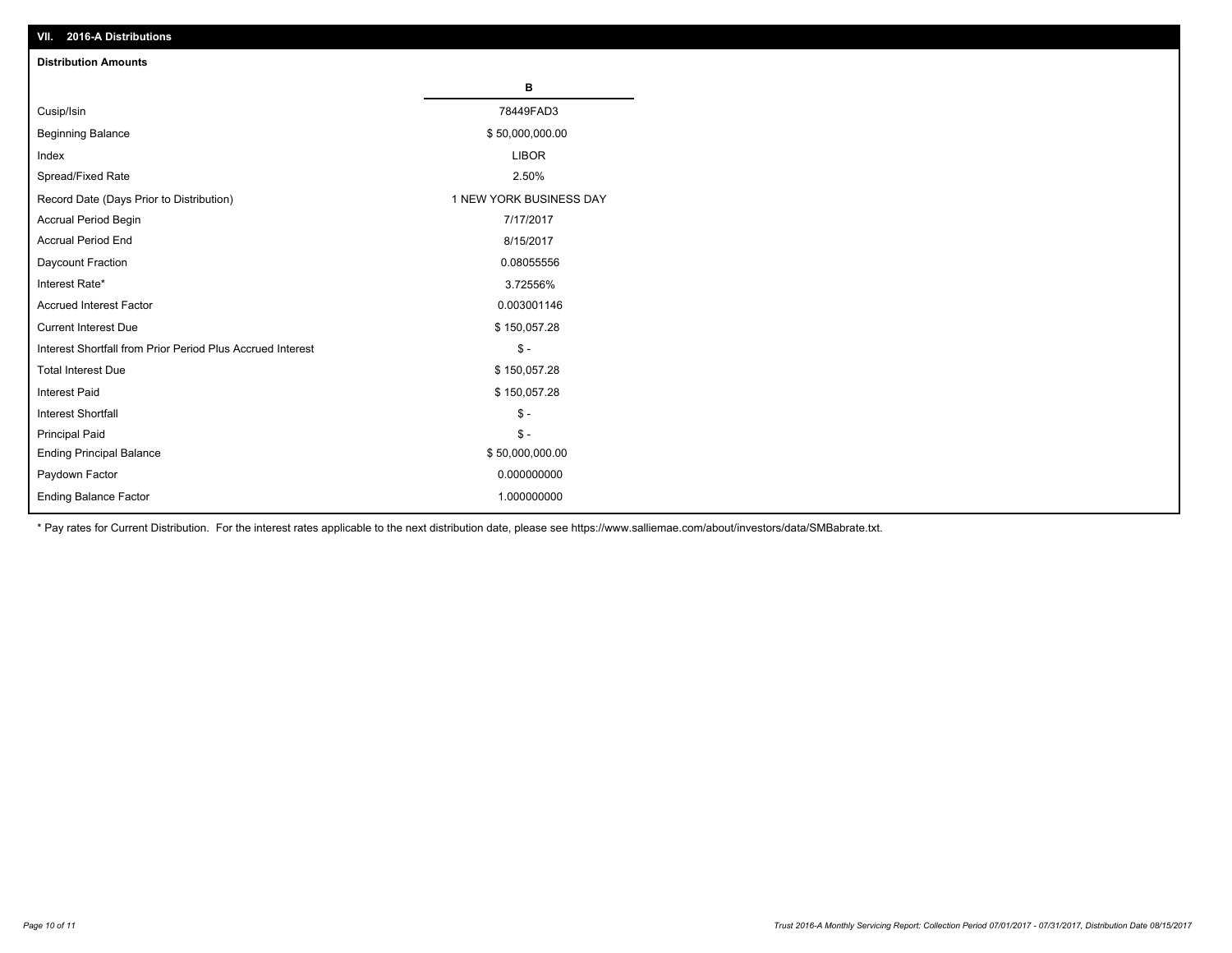## VII. 2016-A Distributions

### Distribution Amounts

| | B |
|---|---|
| Cusip/Isin | 78449FAD3 |
| Beginning Balance | $ 50,000,000.00 |
| Index | LIBOR |
| Spread/Fixed Rate | 2.50% |
| Record Date (Days Prior to Distribution) | 1 NEW YORK BUSINESS DAY |
| Accrual Period Begin | 7/17/2017 |
| Accrual Period End | 8/15/2017 |
| Daycount Fraction | 0.08055556 |
| Interest Rate* | 3.72556% |
| Accrued Interest Factor | 0.003001146 |
| Current Interest Due | $ 150,057.28 |
| Interest Shortfall from Prior Period Plus Accrued Interest | $ - |
| Total Interest Due | $ 150,057.28 |
| Interest Paid | $ 150,057.28 |
| Interest Shortfall | $ - |
| Principal Paid | $ - |
| Ending Principal Balance | $ 50,000,000.00 |
| Paydown Factor | 0.000000000 |
| Ending Balance Factor | 1.000000000 |

* Pay rates for Current Distribution. For the interest rates applicable to the next distribution date, please see https://www.salliemae.com/about/investors/data/SMBabrate.txt.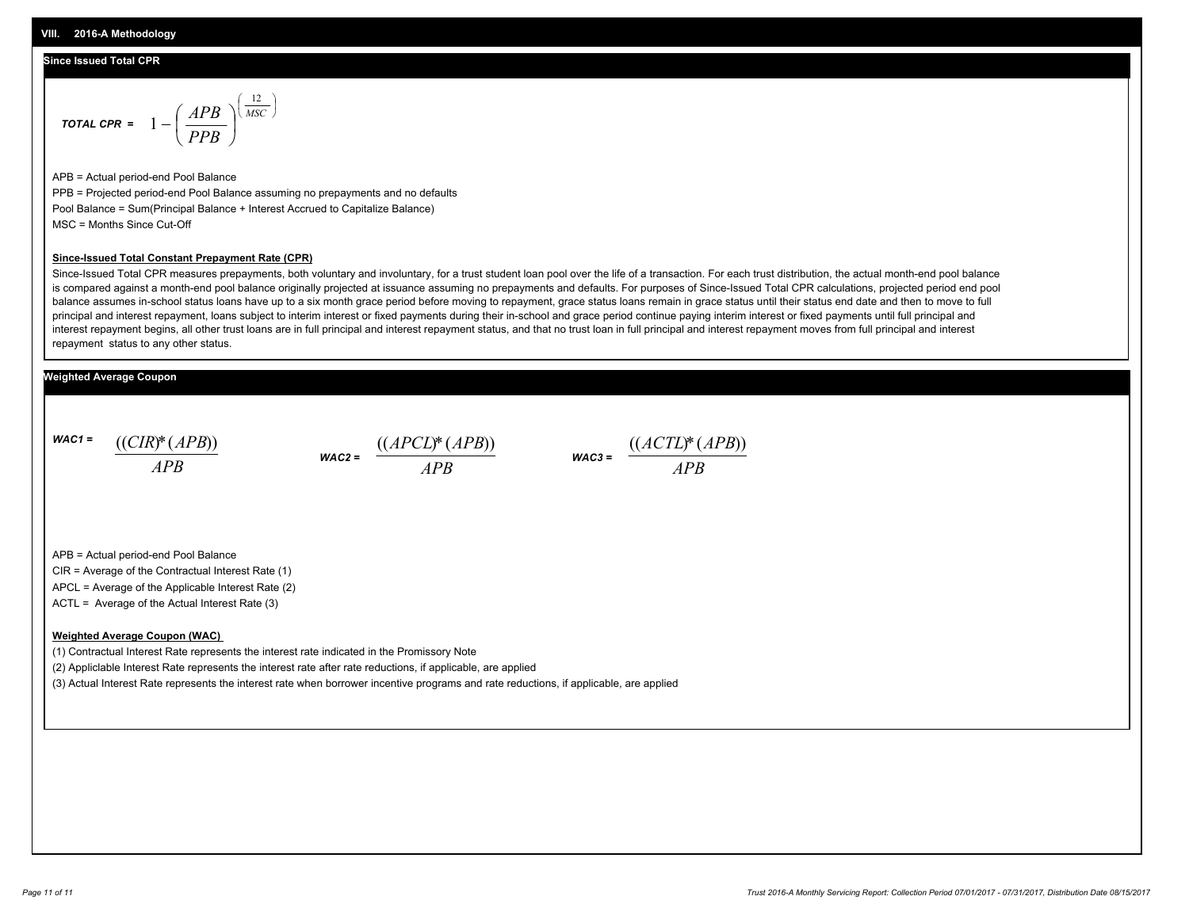## VIII. 2016-A Methodology

### Since Issued Total CPR

$$\textit{TOTAL CPR} = 1 - \left(\frac{APB}{PPB}\right)^{\left(\frac{12}{MSC}\right)}$$

APB = Actual period-end Pool Balance

PPB = Projected period-end Pool Balance assuming no prepayments and no defaults

Pool Balance = Sum(Principal Balance + Interest Accrued to Capitalize Balance)

MSC = Months Since Cut-Off

**Since-Issued Total Constant Prepayment Rate (CPR)**

Since-Issued Total CPR measures prepayments, both voluntary and involuntary, for a trust student loan pool over the life of a transaction. For each trust distribution, the actual month-end pool balance is compared against a month-end pool balance originally projected at issuance assuming no prepayments and defaults. For purposes of Since-Issued Total CPR calculations, projected period end pool balance assumes in-school status loans have up to a six month grace period before moving to repayment, grace status loans remain in grace status until their status end date and then to move to full principal and interest repayment, loans subject to interim interest or fixed payments during their in-school and grace period continue paying interim interest or fixed payments until full principal and interest repayment begins, all other trust loans are in full principal and interest repayment status, and that no trust loan in full principal and interest repayment moves from full principal and interest repayment status to any other status.

### Weighted Average Coupon

$$\textit{WAC1} = \frac{((CIR)*(APB))}{APB} \qquad \textit{WAC2} = \frac{((APCL)*(APB))}{APB} \qquad \textit{WAC3} = \frac{((ACTL)*(APB))}{APB}$$

APB = Actual period-end Pool Balance

CIR = Average of the Contractual Interest Rate (1)

APCL = Average of the Applicable Interest Rate (2)

ACTL = Average of the Actual Interest Rate (3)

**Weighted Average Coupon (WAC)**

(1) Contractual Interest Rate represents the interest rate indicated in the Promissory Note

(2) Appliclable Interest Rate represents the interest rate after rate reductions, if applicable, are applied

(3) Actual Interest Rate represents the interest rate when borrower incentive programs and rate reductions, if applicable, are applied